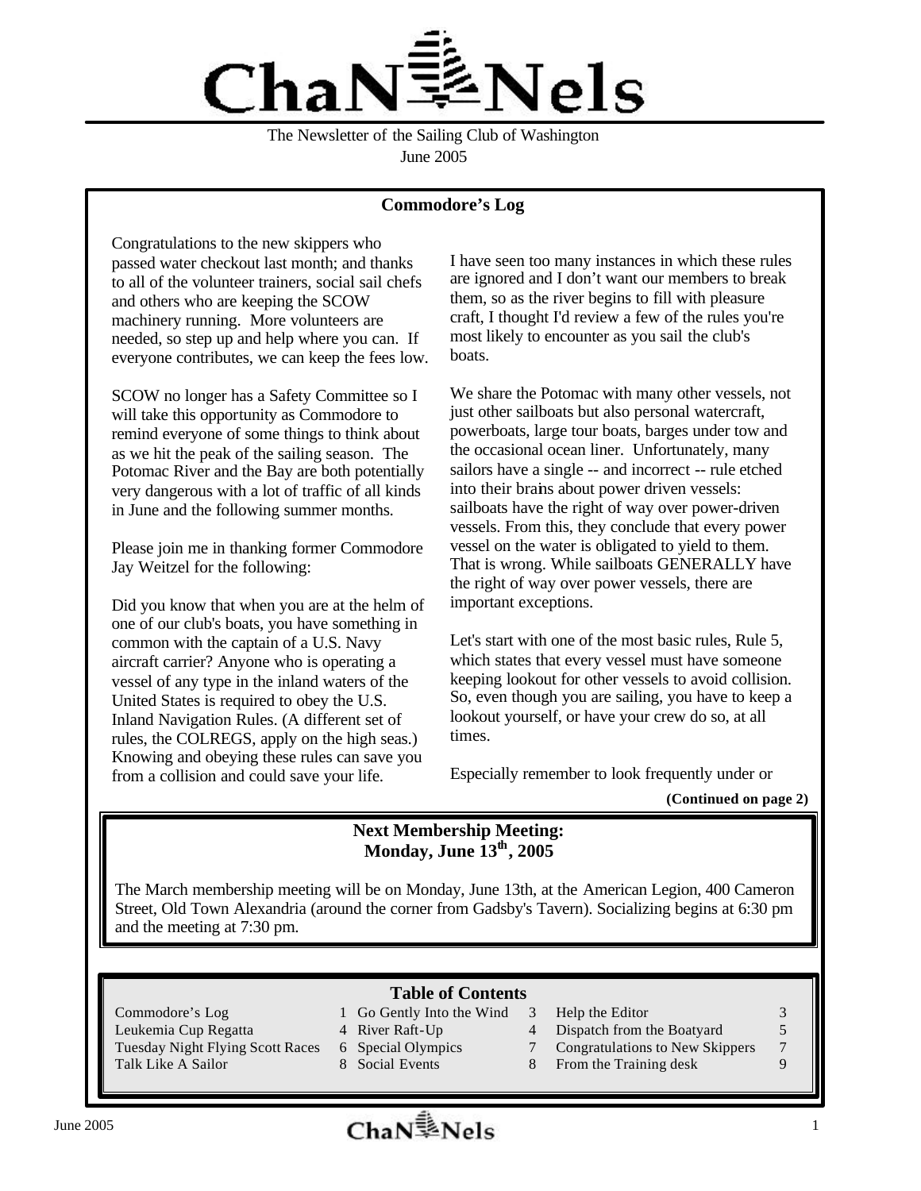# ChaNNels

The Newsletter of the Sailing Club of Washington
June 2005

## Commodore's Log

Congratulations to the new skippers who passed water checkout last month; and thanks to all of the volunteer trainers, social sail chefs and others who are keeping the SCOW machinery running. More volunteers are needed, so step up and help where you can. If everyone contributes, we can keep the fees low.

SCOW no longer has a Safety Committee so I will take this opportunity as Commodore to remind everyone of some things to think about as we hit the peak of the sailing season. The Potomac River and the Bay are both potentially very dangerous with a lot of traffic of all kinds in June and the following summer months.

Please join me in thanking former Commodore Jay Weitzel for the following:

Did you know that when you are at the helm of one of our club's boats, you have something in common with the captain of a U.S. Navy aircraft carrier? Anyone who is operating a vessel of any type in the inland waters of the United States is required to obey the U.S. Inland Navigation Rules. (A different set of rules, the COLREGS, apply on the high seas.) Knowing and obeying these rules can save you from a collision and could save your life.

I have seen too many instances in which these rules are ignored and I don't want our members to break them, so as the river begins to fill with pleasure craft, I thought I'd review a few of the rules you're most likely to encounter as you sail the club's boats.

We share the Potomac with many other vessels, not just other sailboats but also personal watercraft, powerboats, large tour boats, barges under tow and the occasional ocean liner. Unfortunately, many sailors have a single -- and incorrect -- rule etched into their brains about power driven vessels: sailboats have the right of way over power-driven vessels. From this, they conclude that every power vessel on the water is obligated to yield to them. That is wrong. While sailboats GENERALLY have the right of way over power vessels, there are important exceptions.

Let's start with one of the most basic rules, Rule 5, which states that every vessel must have someone keeping lookout for other vessels to avoid collision. So, even though you are sailing, you have to keep a lookout yourself, or have your crew do so, at all times.

Especially remember to look frequently under or

**(Continued on page 2)**

## Next Membership Meeting: Monday, June 13th, 2005

The March membership meeting will be on Monday, June 13th, at the American Legion, 400 Cameron Street, Old Town Alexandria (around the corner from Gadsby's Tavern). Socializing begins at 6:30 pm and the meeting at 7:30 pm.

## Table of Contents

| | | | | | |
|---|---|---|---|---|---|
| Commodore's Log | 1 | Go Gently Into the Wind | 3 | Help the Editor | 3 |
| Leukemia Cup Regatta | 4 | River Raft-Up | 4 | Dispatch from the Boatyard | 5 |
| Tuesday Night Flying Scott Races | 6 | Special Olympics | 7 | Congratulations to New Skippers | 7 |
| Talk Like A Sailor | 8 | Social Events | 8 | From the Training desk | 9 |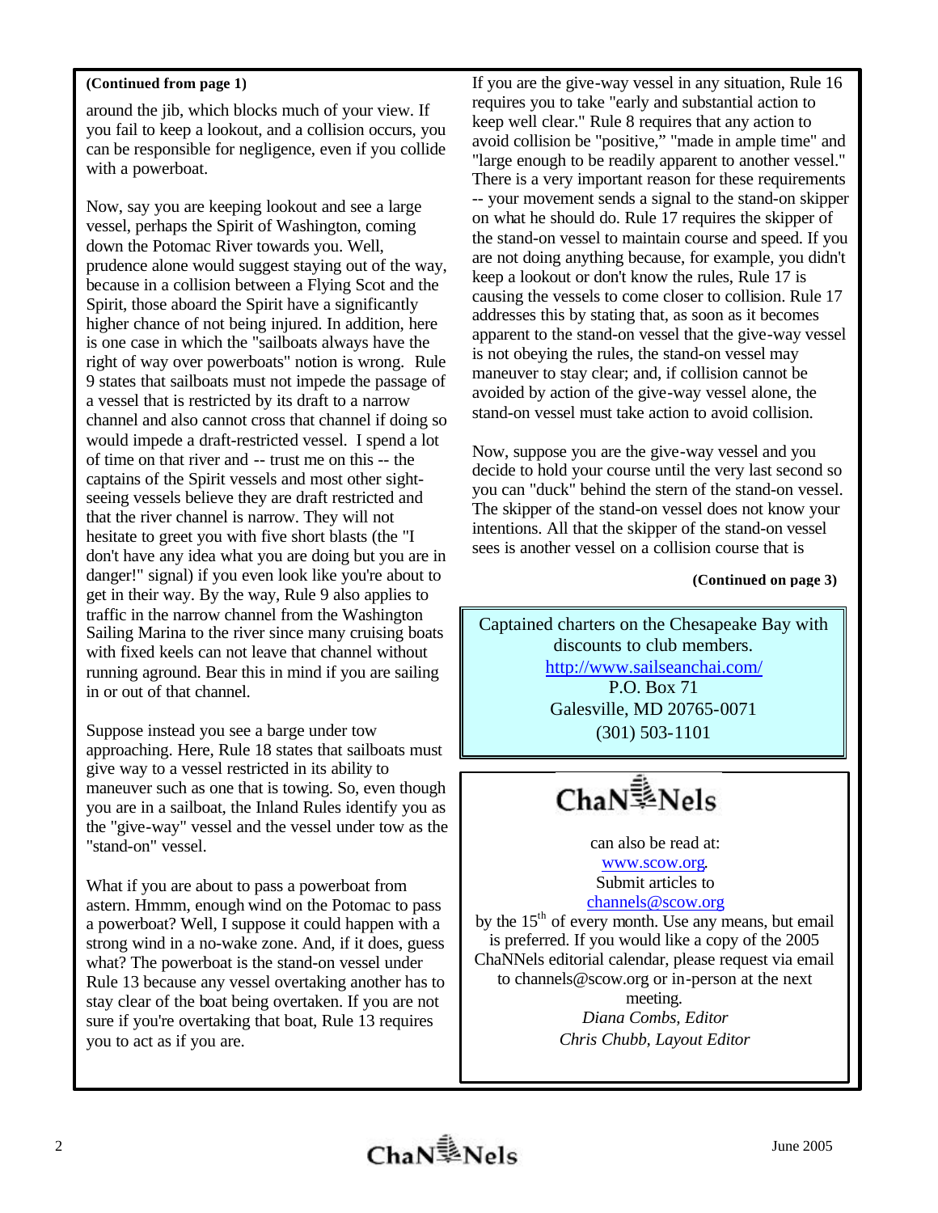**(Continued from page 1)**

around the jib, which blocks much of your view. If you fail to keep a lookout, and a collision occurs, you can be responsible for negligence, even if you collide with a powerboat.

Now, say you are keeping lookout and see a large vessel, perhaps the Spirit of Washington, coming down the Potomac River towards you. Well, prudence alone would suggest staying out of the way, because in a collision between a Flying Scot and the Spirit, those aboard the Spirit have a significantly higher chance of not being injured. In addition, here is one case in which the "sailboats always have the right of way over powerboats" notion is wrong. Rule 9 states that sailboats must not impede the passage of a vessel that is restricted by its draft to a narrow channel and also cannot cross that channel if doing so would impede a draft-restricted vessel. I spend a lot of time on that river and -- trust me on this -- the captains of the Spirit vessels and most other sight-seeing vessels believe they are draft restricted and that the river channel is narrow. They will not hesitate to greet you with five short blasts (the "I don't have any idea what you are doing but you are in danger!" signal) if you even look like you're about to get in their way. By the way, Rule 9 also applies to traffic in the narrow channel from the Washington Sailing Marina to the river since many cruising boats with fixed keels can not leave that channel without running aground. Bear this in mind if you are sailing in or out of that channel.

Suppose instead you see a barge under tow approaching. Here, Rule 18 states that sailboats must give way to a vessel restricted in its ability to maneuver such as one that is towing. So, even though you are in a sailboat, the Inland Rules identify you as the "give-way" vessel and the vessel under tow as the "stand-on" vessel.

What if you are about to pass a powerboat from astern. Hmmm, enough wind on the Potomac to pass a powerboat? Well, I suppose it could happen with a strong wind in a no-wake zone. And, if it does, guess what? The powerboat is the stand-on vessel under Rule 13 because any vessel overtaking another has to stay clear of the boat being overtaken. If you are not sure if you're overtaking that boat, Rule 13 requires you to act as if you are.

If you are the give-way vessel in any situation, Rule 16 requires you to take "early and substantial action to keep well clear." Rule 8 requires that any action to avoid collision be "positive," "made in ample time" and "large enough to be readily apparent to another vessel." There is a very important reason for these requirements -- your movement sends a signal to the stand-on skipper on what he should do. Rule 17 requires the skipper of the stand-on vessel to maintain course and speed. If you are not doing anything because, for example, you didn't keep a lookout or don't know the rules, Rule 17 is causing the vessels to come closer to collision. Rule 17 addresses this by stating that, as soon as it becomes apparent to the stand-on vessel that the give-way vessel is not obeying the rules, the stand-on vessel may maneuver to stay clear; and, if collision cannot be avoided by action of the give-way vessel alone, the stand-on vessel must take action to avoid collision.

Now, suppose you are the give-way vessel and you decide to hold your course until the very last second so you can "duck" behind the stern of the stand-on vessel. The skipper of the stand-on vessel does not know your intentions. All that the skipper of the stand-on vessel sees is another vessel on a collision course that is

**(Continued on page 3)**

---

Captained charters on the Chesapeake Bay with discounts to club members.
http://www.sailseanchai.com/
P.O. Box 71
Galesville, MD 20765-0071
(301) 503-1101

---

**ChaNNels**

can also be read at:
www.scow.org.
Submit articles to
channels@scow.org
by the 15th of every month. Use any means, but email is preferred. If you would like a copy of the 2005 ChaNNels editorial calendar, please request via email to channels@scow.org or in-person at the next meeting.

*Diana Combs, Editor*

*Chris Chubb, Layout Editor*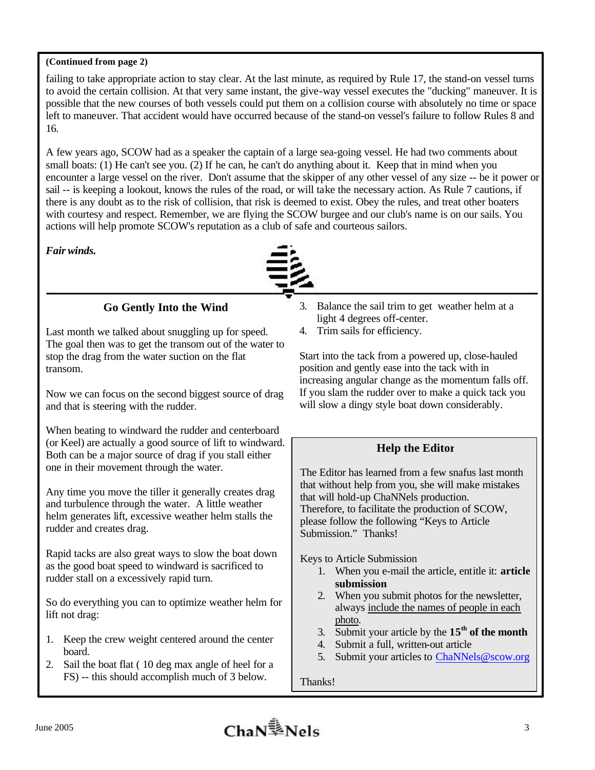**(Continued from page 2)**

failing to take appropriate action to stay clear. At the last minute, as required by Rule 17, the stand-on vessel turns to avoid the certain collision. At that very same instant, the give-way vessel executes the "ducking" maneuver. It is possible that the new courses of both vessels could put them on a collision course with absolutely no time or space left to maneuver. That accident would have occurred because of the stand-on vessel's failure to follow Rules 8 and 16.

A few years ago, SCOW had as a speaker the captain of a large sea-going vessel. He had two comments about small boats: (1) He can't see you. (2) If he can, he can't do anything about it. Keep that in mind when you encounter a large vessel on the river. Don't assume that the skipper of any other vessel of any size -- be it power or sail -- is keeping a lookout, knows the rules of the road, or will take the necessary action. As Rule 7 cautions, if there is any doubt as to the risk of collision, that risk is deemed to exist. Obey the rules, and treat other boaters with courtesy and respect. Remember, we are flying the SCOW burgee and our club's name is on our sails. You actions will help promote SCOW's reputation as a club of safe and courteous sailors.

***Fair winds.***

## Go Gently Into the Wind

Last month we talked about snuggling up for speed. The goal then was to get the transom out of the water to stop the drag from the water suction on the flat transom.

Now we can focus on the second biggest source of drag and that is steering with the rudder.

When beating to windward the rudder and centerboard (or Keel) are actually a good source of lift to windward. Both can be a major source of drag if you stall either one in their movement through the water.

Any time you move the tiller it generally creates drag and turbulence through the water. A little weather helm generates lift, excessive weather helm stalls the rudder and creates drag.

Rapid tacks are also great ways to slow the boat down as the good boat speed to windward is sacrificed to rudder stall on a excessively rapid turn.

So do everything you can to optimize weather helm for lift not drag:

1. Keep the crew weight centered around the center board.
2. Sail the boat flat ( 10 deg max angle of heel for a FS) -- this should accomplish much of 3 below.
3. Balance the sail trim to get weather helm at a light 4 degrees off-center.
4. Trim sails for efficiency.

Start into the tack from a powered up, close-hauled position and gently ease into the tack with in increasing angular change as the momentum falls off. If you slam the rudder over to make a quick tack you will slow a dingy style boat down considerably.

## Help the Editor

The Editor has learned from a few snafus last month that without help from you, she will make mistakes that will hold-up ChaNNels production. Therefore, to facilitate the production of SCOW, please follow the following "Keys to Article Submission." Thanks!

Keys to Article Submission

1. When you e-mail the article, entitle it: **article submission**
2. When you submit photos for the newsletter, always include the names of people in each photo.
3. Submit your article by the **15th of the month**
4. Submit a full, written-out article
5. Submit your articles to ChaNNels@scow.org

Thanks!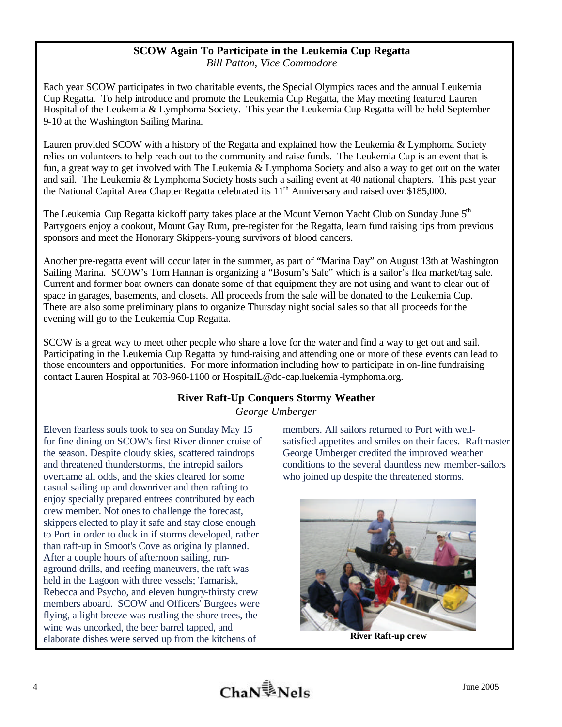## SCOW Again To Participate in the Leukemia Cup Regatta

*Bill Patton, Vice Commodore*

Each year SCOW participates in two charitable events, the Special Olympics races and the annual Leukemia Cup Regatta. To help introduce and promote the Leukemia Cup Regatta, the May meeting featured Lauren Hospital of the Leukemia & Lymphoma Society. This year the Leukemia Cup Regatta will be held September 9-10 at the Washington Sailing Marina.

Lauren provided SCOW with a history of the Regatta and explained how the Leukemia & Lymphoma Society relies on volunteers to help reach out to the community and raise funds. The Leukemia Cup is an event that is fun, a great way to get involved with The Leukemia & Lymphoma Society and also a way to get out on the water and sail. The Leukemia & Lymphoma Society hosts such a sailing event at 40 national chapters. This past year the National Capital Area Chapter Regatta celebrated its 11th Anniversary and raised over $185,000.

The Leukemia Cup Regatta kickoff party takes place at the Mount Vernon Yacht Club on Sunday June 5th. Partygoers enjoy a cookout, Mount Gay Rum, pre-register for the Regatta, learn fund raising tips from previous sponsors and meet the Honorary Skippers-young survivors of blood cancers.

Another pre-regatta event will occur later in the summer, as part of "Marina Day" on August 13th at Washington Sailing Marina. SCOW's Tom Hannan is organizing a "Bosum's Sale" which is a sailor's flea market/tag sale. Current and former boat owners can donate some of that equipment they are not using and want to clear out of space in garages, basements, and closets. All proceeds from the sale will be donated to the Leukemia Cup. There are also some preliminary plans to organize Thursday night social sales so that all proceeds for the evening will go to the Leukemia Cup Regatta.

SCOW is a great way to meet other people who share a love for the water and find a way to get out and sail. Participating in the Leukemia Cup Regatta by fund-raising and attending one or more of these events can lead to those encounters and opportunities. For more information including how to participate in on-line fundraising contact Lauren Hospital at 703-960-1100 or HospitalL@dc-cap.luekemia-lymphoma.org.

## River Raft-Up Conquers Stormy Weather

*George Umberger*

Eleven fearless souls took to sea on Sunday May 15 for fine dining on SCOW's first River dinner cruise of the season. Despite cloudy skies, scattered raindrops and threatened thunderstorms, the intrepid sailors overcame all odds, and the skies cleared for some casual sailing up and downriver and then rafting to enjoy specially prepared entrees contributed by each crew member. Not ones to challenge the forecast, skippers elected to play it safe and stay close enough to Port in order to duck in if storms developed, rather than raft-up in Smoot's Cove as originally planned. After a couple hours of afternoon sailing, run-aground drills, and reefing maneuvers, the raft was held in the Lagoon with three vessels; Tamarisk, Rebecca and Psycho, and eleven hungry-thirsty crew members aboard. SCOW and Officers' Burgees were flying, a light breeze was rustling the shore trees, the wine was uncorked, the beer barrel tapped, and elaborate dishes were served up from the kitchens of members. All sailors returned to Port with well-satisfied appetites and smiles on their faces. Raftmaster George Umberger credited the improved weather conditions to the several dauntless new member-sailors who joined up despite the threatened storms.

**River Raft-up crew**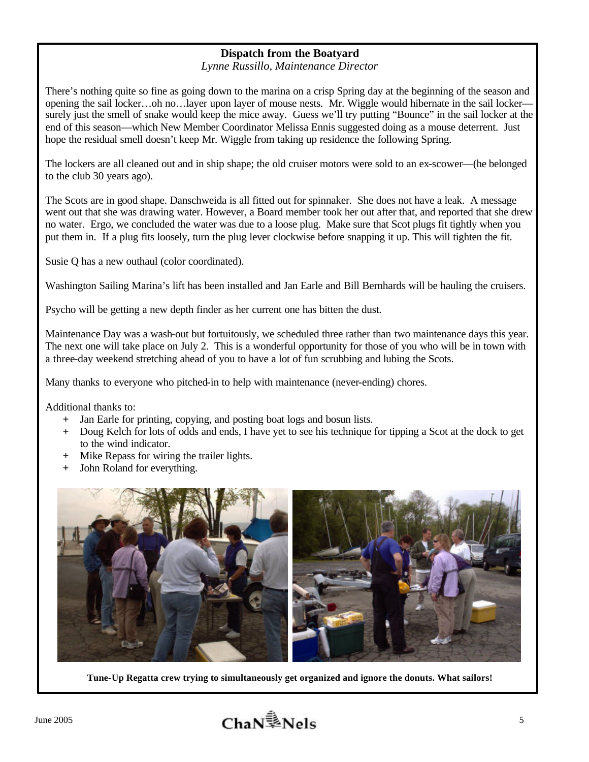## Dispatch from the Boatyard

*Lynne Russillo, Maintenance Director*

There's nothing quite so fine as going down to the marina on a crisp Spring day at the beginning of the season and opening the sail locker…oh no…layer upon layer of mouse nests. Mr. Wiggle would hibernate in the sail locker—surely just the smell of snake would keep the mice away. Guess we'll try putting "Bounce" in the sail locker at the end of this season—which New Member Coordinator Melissa Ennis suggested doing as a mouse deterrent. Just hope the residual smell doesn't keep Mr. Wiggle from taking up residence the following Spring.

The lockers are all cleaned out and in ship shape; the old cruiser motors were sold to an ex-scower—(he belonged to the club 30 years ago).

The Scots are in good shape. Danschweida is all fitted out for spinnaker. She does not have a leak. A message went out that she was drawing water. However, a Board member took her out after that, and reported that she drew no water. Ergo, we concluded the water was due to a loose plug. Make sure that Scot plugs fit tightly when you put them in. If a plug fits loosely, turn the plug lever clockwise before snapping it up. This will tighten the fit.

Susie Q has a new outhaul (color coordinated).

Washington Sailing Marina's lift has been installed and Jan Earle and Bill Bernhards will be hauling the cruisers.

Psycho will be getting a new depth finder as her current one has bitten the dust.

Maintenance Day was a wash-out but fortuitously, we scheduled three rather than two maintenance days this year. The next one will take place on July 2. This is a wonderful opportunity for those of you who will be in town with a three-day weekend stretching ahead of you to have a lot of fun scrubbing and lubing the Scots.

Many thanks to everyone who pitched-in to help with maintenance (never-ending) chores.

Additional thanks to:

- Jan Earle for printing, copying, and posting boat logs and bosun lists.
- Doug Kelch for lots of odds and ends, I have yet to see his technique for tipping a Scot at the dock to get to the wind indicator.
- Mike Repass for wiring the trailer lights.
- John Roland for everything.

**Tune-Up Regatta crew trying to simultaneously get organized and ignore the donuts. What sailors!**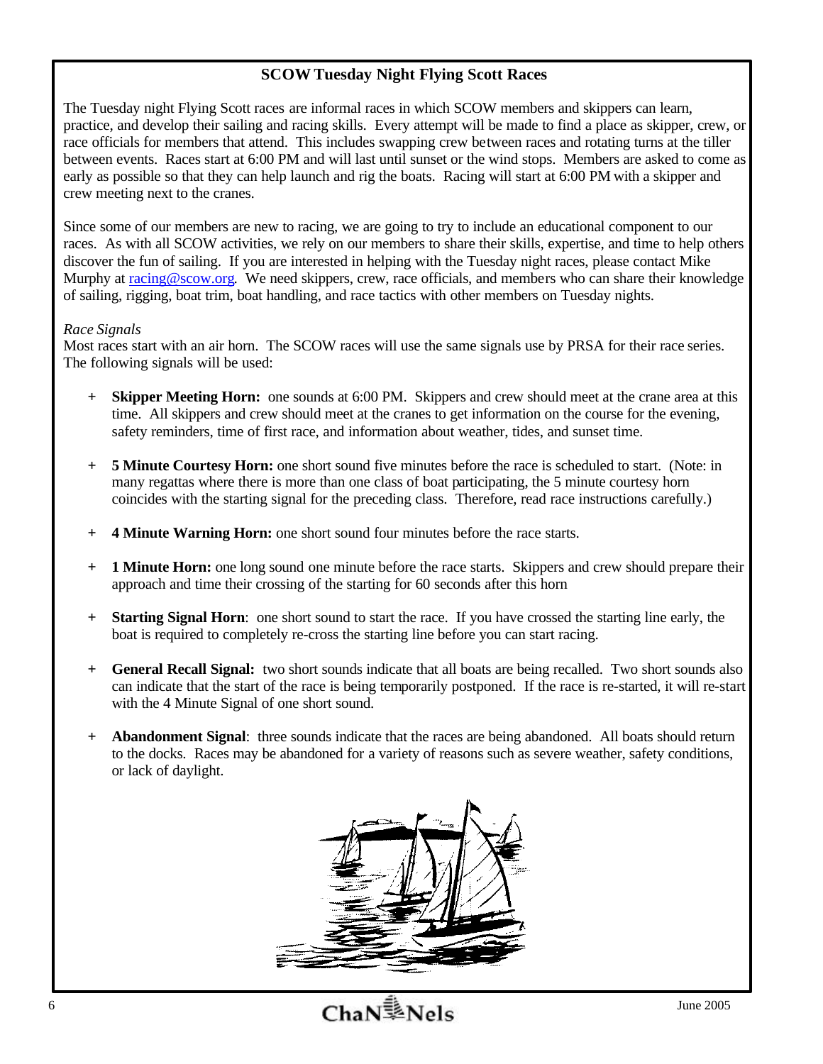## SCOW Tuesday Night Flying Scott Races

The Tuesday night Flying Scott races are informal races in which SCOW members and skippers can learn, practice, and develop their sailing and racing skills. Every attempt will be made to find a place as skipper, crew, or race officials for members that attend. This includes swapping crew between races and rotating turns at the tiller between events. Races start at 6:00 PM and will last until sunset or the wind stops. Members are asked to come as early as possible so that they can help launch and rig the boats. Racing will start at 6:00 PM with a skipper and crew meeting next to the cranes.

Since some of our members are new to racing, we are going to try to include an educational component to our races. As with all SCOW activities, we rely on our members to share their skills, expertise, and time to help others discover the fun of sailing. If you are interested in helping with the Tuesday night races, please contact Mike Murphy at racing@scow.org. We need skippers, crew, race officials, and members who can share their knowledge of sailing, rigging, boat trim, boat handling, and race tactics with other members on Tuesday nights.

*Race Signals*

Most races start with an air horn. The SCOW races will use the same signals use by PRSA for their race series. The following signals will be used:

+ **Skipper Meeting Horn:** one sounds at 6:00 PM. Skippers and crew should meet at the crane area at this time. All skippers and crew should meet at the cranes to get information on the course for the evening, safety reminders, time of first race, and information about weather, tides, and sunset time.

+ **5 Minute Courtesy Horn:** one short sound five minutes before the race is scheduled to start. (Note: in many regattas where there is more than one class of boat participating, the 5 minute courtesy horn coincides with the starting signal for the preceding class. Therefore, read race instructions carefully.)

+ **4 Minute Warning Horn:** one short sound four minutes before the race starts.

+ **1 Minute Horn:** one long sound one minute before the race starts. Skippers and crew should prepare their approach and time their crossing of the starting for 60 seconds after this horn

+ **Starting Signal Horn**: one short sound to start the race. If you have crossed the starting line early, the boat is required to completely re-cross the starting line before you can start racing.

+ **General Recall Signal:** two short sounds indicate that all boats are being recalled. Two short sounds also can indicate that the start of the race is being temporarily postponed. If the race is re-started, it will re-start with the 4 Minute Signal of one short sound.

+ **Abandonment Signal**: three sounds indicate that the races are being abandoned. All boats should return to the docks. Races may be abandoned for a variety of reasons such as severe weather, safety conditions, or lack of daylight.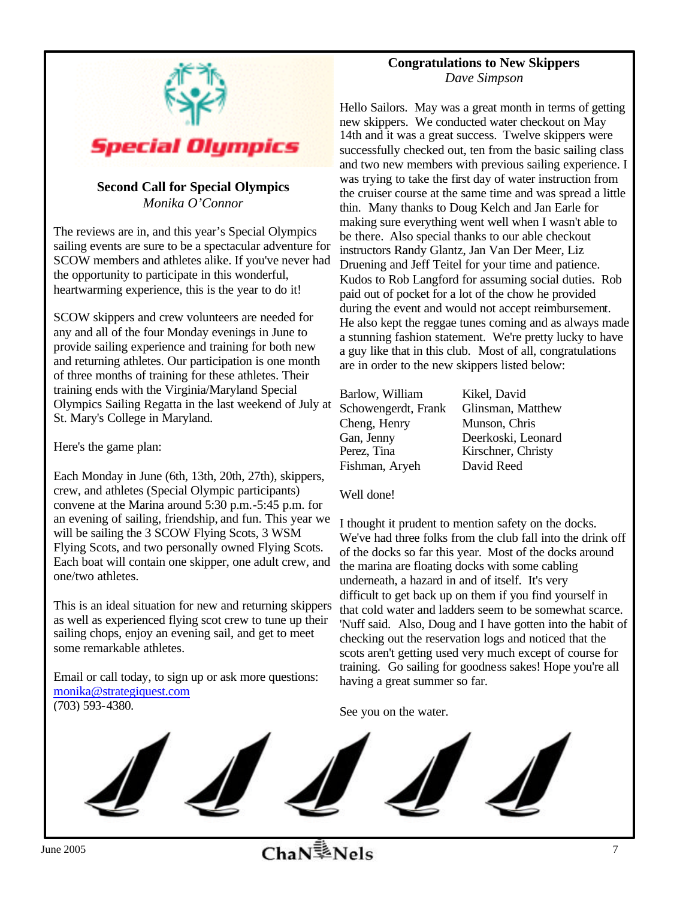## Second Call for Special Olympics

*Monika O'Connor*

The reviews are in, and this year's Special Olympics sailing events are sure to be a spectacular adventure for SCOW members and athletes alike. If you've never had the opportunity to participate in this wonderful, heartwarming experience, this is the year to do it!

SCOW skippers and crew volunteers are needed for any and all of the four Monday evenings in June to provide sailing experience and training for both new and returning athletes. Our participation is one month of three months of training for these athletes. Their training ends with the Virginia/Maryland Special Olympics Sailing Regatta in the last weekend of July at St. Mary's College in Maryland.

Here's the game plan:

Each Monday in June (6th, 13th, 20th, 27th), skippers, crew, and athletes (Special Olympic participants) convene at the Marina around 5:30 p.m.-5:45 p.m. for an evening of sailing, friendship, and fun. This year we will be sailing the 3 SCOW Flying Scots, 3 WSM Flying Scots, and two personally owned Flying Scots. Each boat will contain one skipper, one adult crew, and one/two athletes.

This is an ideal situation for new and returning skippers as well as experienced flying scot crew to tune up their sailing chops, enjoy an evening sail, and get to meet some remarkable athletes.

Email or call today, to sign up or ask more questions: monika@strategiquest.com (703) 593-4380.

## Congratulations to New Skippers

*Dave Simpson*

Hello Sailors. May was a great month in terms of getting new skippers. We conducted water checkout on May 14th and it was a great success. Twelve skippers were successfully checked out, ten from the basic sailing class and two new members with previous sailing experience. I was trying to take the first day of water instruction from the cruiser course at the same time and was spread a little thin. Many thanks to Doug Kelch and Jan Earle for making sure everything went well when I wasn't able to be there. Also special thanks to our able checkout instructors Randy Glantz, Jan Van Der Meer, Liz Druening and Jeff Teitel for your time and patience. Kudos to Rob Langford for assuming social duties. Rob paid out of pocket for a lot of the chow he provided during the event and would not accept reimbursement. He also kept the reggae tunes coming and as always made a stunning fashion statement. We're pretty lucky to have a guy like that in this club. Most of all, congratulations are in order to the new skippers listed below:

| | |
|---|---|
| Barlow, William | Kikel, David |
| Schowengerdt, Frank | Glinsman, Matthew |
| Cheng, Henry | Munson, Chris |
| Gan, Jenny | Deerkoski, Leonard |
| Perez, Tina | Kirschner, Christy |
| Fishman, Aryeh | David Reed |

Well done!

I thought it prudent to mention safety on the docks. We've had three folks from the club fall into the drink off of the docks so far this year. Most of the docks around the marina are floating docks with some cabling underneath, a hazard in and of itself. It's very difficult to get back up on them if you find yourself in that cold water and ladders seem to be somewhat scarce. 'Nuff said. Also, Doug and I have gotten into the habit of checking out the reservation logs and noticed that the scots aren't getting used very much except of course for training. Go sailing for goodness sakes! Hope you're all having a great summer so far.

See you on the water.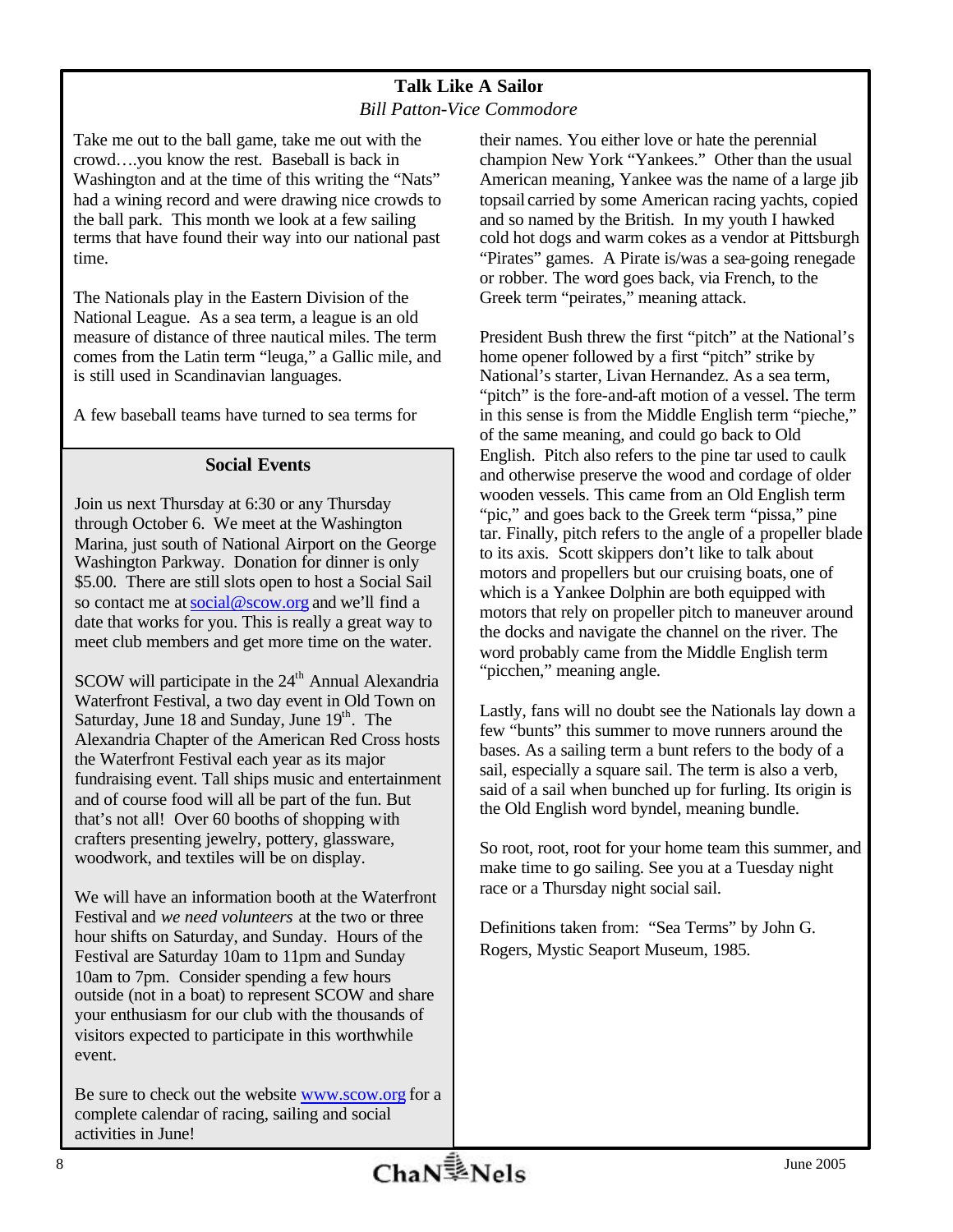## Talk Like A Sailor

*Bill Patton-Vice Commodore*

Take me out to the ball game, take me out with the crowd….you know the rest. Baseball is back in Washington and at the time of this writing the "Nats" had a wining record and were drawing nice crowds to the ball park. This month we look at a few sailing terms that have found their way into our national past time.

The Nationals play in the Eastern Division of the National League. As a sea term, a league is an old measure of distance of three nautical miles. The term comes from the Latin term "leuga," a Gallic mile, and is still used in Scandinavian languages.

A few baseball teams have turned to sea terms for their names. You either love or hate the perennial champion New York "Yankees." Other than the usual American meaning, Yankee was the name of a large jib topsail carried by some American racing yachts, copied and so named by the British. In my youth I hawked cold hot dogs and warm cokes as a vendor at Pittsburgh "Pirates" games. A Pirate is/was a sea-going renegade or robber. The word goes back, via French, to the Greek term "peirates," meaning attack.

President Bush threw the first "pitch" at the National's home opener followed by a first "pitch" strike by National's starter, Livan Hernandez. As a sea term, "pitch" is the fore-and-aft motion of a vessel. The term in this sense is from the Middle English term "pieche," of the same meaning, and could go back to Old English. Pitch also refers to the pine tar used to caulk and otherwise preserve the wood and cordage of older wooden vessels. This came from an Old English term "pic," and goes back to the Greek term "pissa," pine tar. Finally, pitch refers to the angle of a propeller blade to its axis. Scott skippers don't like to talk about motors and propellers but our cruising boats, one of which is a Yankee Dolphin are both equipped with motors that rely on propeller pitch to maneuver around the docks and navigate the channel on the river. The word probably came from the Middle English term "picchen," meaning angle.

Lastly, fans will no doubt see the Nationals lay down a few "bunts" this summer to move runners around the bases. As a sailing term a bunt refers to the body of a sail, especially a square sail. The term is also a verb, said of a sail when bunched up for furling. Its origin is the Old English word byndel, meaning bundle.

So root, root, root for your home team this summer, and make time to go sailing. See you at a Tuesday night race or a Thursday night social sail.

Definitions taken from: "Sea Terms" by John G. Rogers, Mystic Seaport Museum, 1985.

## Social Events

Join us next Thursday at 6:30 or any Thursday through October 6. We meet at the Washington Marina, just south of National Airport on the George Washington Parkway. Donation for dinner is only $5.00. There are still slots open to host a Social Sail so contact me at social@scow.org and we'll find a date that works for you. This is really a great way to meet club members and get more time on the water.

SCOW will participate in the 24th Annual Alexandria Waterfront Festival, a two day event in Old Town on Saturday, June 18 and Sunday, June 19th. The Alexandria Chapter of the American Red Cross hosts the Waterfront Festival each year as its major fundraising event. Tall ships music and entertainment and of course food will all be part of the fun. But that's not all! Over 60 booths of shopping with crafters presenting jewelry, pottery, glassware, woodwork, and textiles will be on display.

We will have an information booth at the Waterfront Festival and *we need volunteers* at the two or three hour shifts on Saturday, and Sunday. Hours of the Festival are Saturday 10am to 11pm and Sunday 10am to 7pm. Consider spending a few hours outside (not in a boat) to represent SCOW and share your enthusiasm for our club with the thousands of visitors expected to participate in this worthwhile event.

Be sure to check out the website www.scow.org for a complete calendar of racing, sailing and social activities in June!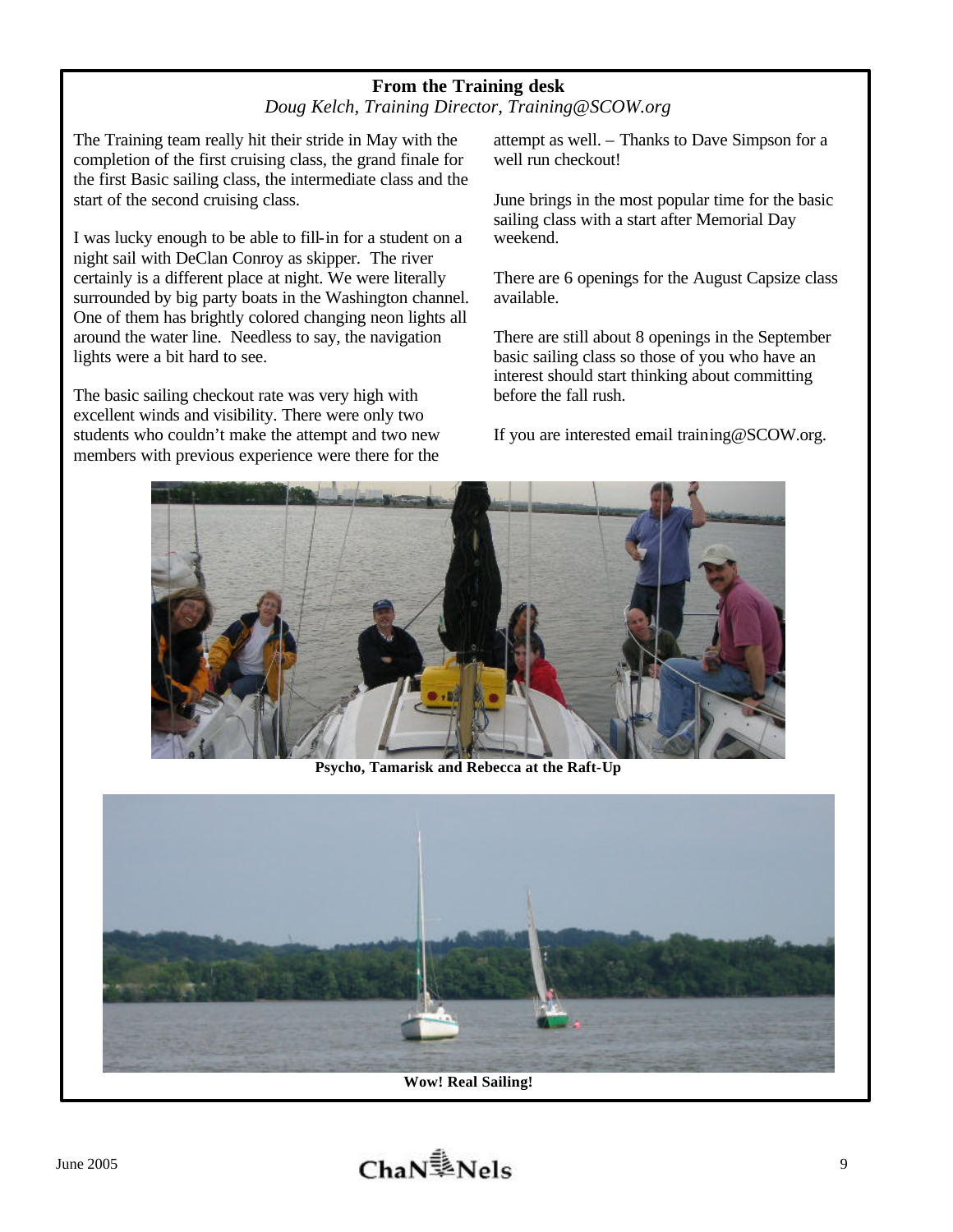## From the Training desk

*Doug Kelch, Training Director, Training@SCOW.org*

The Training team really hit their stride in May with the completion of the first cruising class, the grand finale for the first Basic sailing class, the intermediate class and the start of the second cruising class.

I was lucky enough to be able to fill-in for a student on a night sail with DeClan Conroy as skipper. The river certainly is a different place at night. We were literally surrounded by big party boats in the Washington channel. One of them has brightly colored changing neon lights all around the water line. Needless to say, the navigation lights were a bit hard to see.

The basic sailing checkout rate was very high with excellent winds and visibility. There were only two students who couldn't make the attempt and two new members with previous experience were there for the attempt as well. – Thanks to Dave Simpson for a well run checkout!

June brings in the most popular time for the basic sailing class with a start after Memorial Day weekend.

There are 6 openings for the August Capsize class available.

There are still about 8 openings in the September basic sailing class so those of you who have an interest should start thinking about committing before the fall rush.

If you are interested email training@SCOW.org.

**Psycho, Tamarisk and Rebecca at the Raft-Up**

**Wow! Real Sailing!**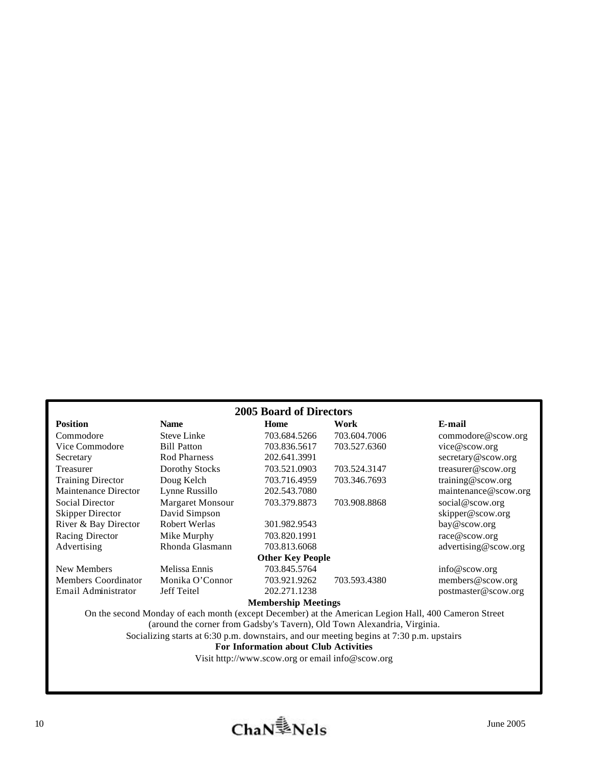## 2005 Board of Directors

| Position | Name | Home | Work | E-mail |
|---|---|---|---|---|
| Commodore | Steve Linke | 703.684.5266 | 703.604.7006 | commodore@scow.org |
| Vice Commodore | Bill Patton | 703.836.5617 | 703.527.6360 | vice@scow.org |
| Secretary | Rod Pharness | 202.641.3991 | | secretary@scow.org |
| Treasurer | Dorothy Stocks | 703.521.0903 | 703.524.3147 | treasurer@scow.org |
| Training Director | Doug Kelch | 703.716.4959 | 703.346.7693 | training@scow.org |
| Maintenance Director | Lynne Russillo | 202.543.7080 | | maintenance@scow.org |
| Social Director | Margaret Monsour | 703.379.8873 | 703.908.8868 | social@scow.org |
| Skipper Director | David Simpson | | | skipper@scow.org |
| River & Bay Director | Robert Werlas | 301.982.9543 | | bay@scow.org |
| Racing Director | Mike Murphy | 703.820.1991 | | race@scow.org |
| Advertising | Rhonda Glasmann | 703.813.6068 | | advertising@scow.org |
| **Other Key People** | | | | |
| New Members | Melissa Ennis | 703.845.5764 | | info@scow.org |
| Members Coordinator | Monika O'Connor | 703.921.9262 | 703.593.4380 | members@scow.org |
| Email Administrator | Jeff Teitel | 202.271.1238 | | postmaster@scow.org |

**Membership Meetings**

On the second Monday of each month (except December) at the American Legion Hall, 400 Cameron Street (around the corner from Gadsby's Tavern), Old Town Alexandria, Virginia.

Socializing starts at 6:30 p.m. downstairs, and our meeting begins at 7:30 p.m. upstairs

**For Information about Club Activities**

Visit http://www.scow.org or email info@scow.org